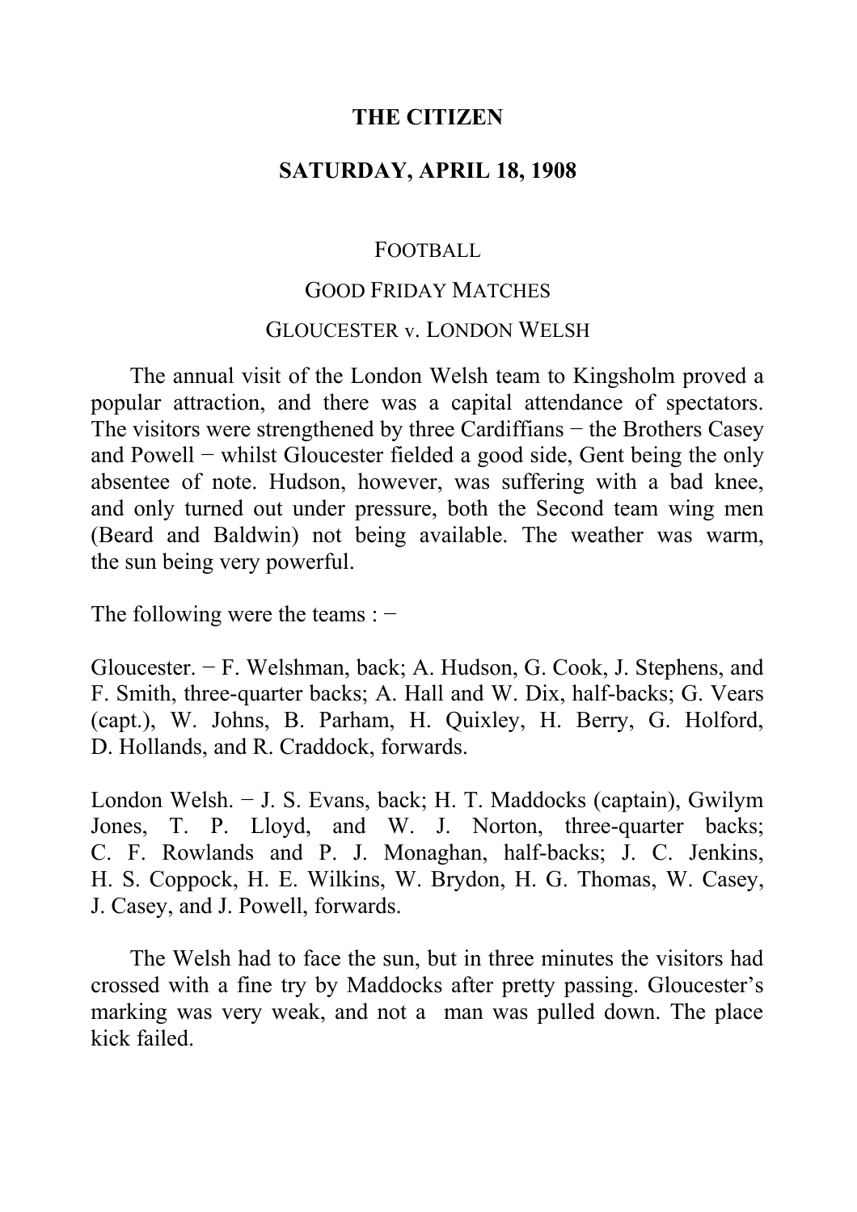**THE CITIZEN**

**SATURDAY, APRIL 18, 1908**

FOOTBALL

GOOD FRIDAY MATCHES

GLOUCESTER v. LONDON WELSH

The annual visit of the London Welsh team to Kingsholm proved a popular attraction, and there was a capital attendance of spectators. The visitors were strengthened by three Cardiffians − the Brothers Casey and Powell − whilst Gloucester fielded a good side, Gent being the only absentee of note. Hudson, however, was suffering with a bad knee, and only turned out under pressure, both the Second team wing men (Beard and Baldwin) not being available. The weather was warm, the sun being very powerful.

The following were the teams : −

Gloucester. − F. Welshman, back; A. Hudson, G. Cook, J. Stephens, and F. Smith, three-quarter backs; A. Hall and W. Dix, half-backs; G. Vears (capt.), W. Johns, B. Parham, H. Quixley, H. Berry, G. Holford, D. Hollands, and R. Craddock, forwards.

London Welsh. − J. S. Evans, back; H. T. Maddocks (captain), Gwilym Jones, T. P. Lloyd, and W. J. Norton, three-quarter backs; C. F. Rowlands and P. J. Monaghan, half-backs; J. C. Jenkins, H. S. Coppock, H. E. Wilkins, W. Brydon, H. G. Thomas, W. Casey, J. Casey, and J. Powell, forwards.

The Welsh had to face the sun, but in three minutes the visitors had crossed with a fine try by Maddocks after pretty passing. Gloucester's marking was very weak, and not a man was pulled down. The place kick failed.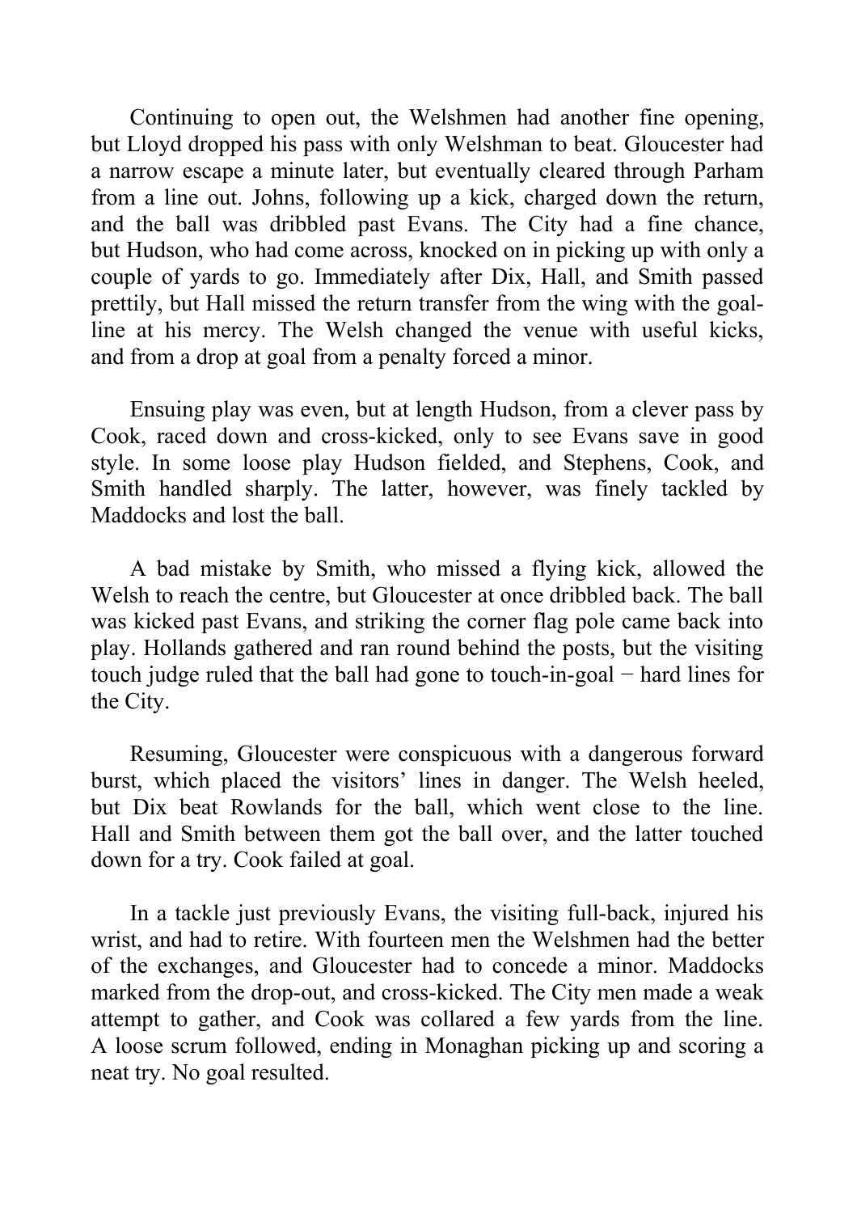Continuing to open out, the Welshmen had another fine opening, but Lloyd dropped his pass with only Welshman to beat. Gloucester had a narrow escape a minute later, but eventually cleared through Parham from a line out. Johns, following up a kick, charged down the return, and the ball was dribbled past Evans. The City had a fine chance, but Hudson, who had come across, knocked on in picking up with only a couple of yards to go. Immediately after Dix, Hall, and Smith passed prettily, but Hall missed the return transfer from the wing with the goal-line at his mercy. The Welsh changed the venue with useful kicks, and from a drop at goal from a penalty forced a minor.

Ensuing play was even, but at length Hudson, from a clever pass by Cook, raced down and cross-kicked, only to see Evans save in good style. In some loose play Hudson fielded, and Stephens, Cook, and Smith handled sharply. The latter, however, was finely tackled by Maddocks and lost the ball.

A bad mistake by Smith, who missed a flying kick, allowed the Welsh to reach the centre, but Gloucester at once dribbled back. The ball was kicked past Evans, and striking the corner flag pole came back into play. Hollands gathered and ran round behind the posts, but the visiting touch judge ruled that the ball had gone to touch-in-goal − hard lines for the City.

Resuming, Gloucester were conspicuous with a dangerous forward burst, which placed the visitors' lines in danger. The Welsh heeled, but Dix beat Rowlands for the ball, which went close to the line. Hall and Smith between them got the ball over, and the latter touched down for a try. Cook failed at goal.

In a tackle just previously Evans, the visiting full-back, injured his wrist, and had to retire. With fourteen men the Welshmen had the better of the exchanges, and Gloucester had to concede a minor. Maddocks marked from the drop-out, and cross-kicked. The City men made a weak attempt to gather, and Cook was collared a few yards from the line. A loose scrum followed, ending in Monaghan picking up and scoring a neat try. No goal resulted.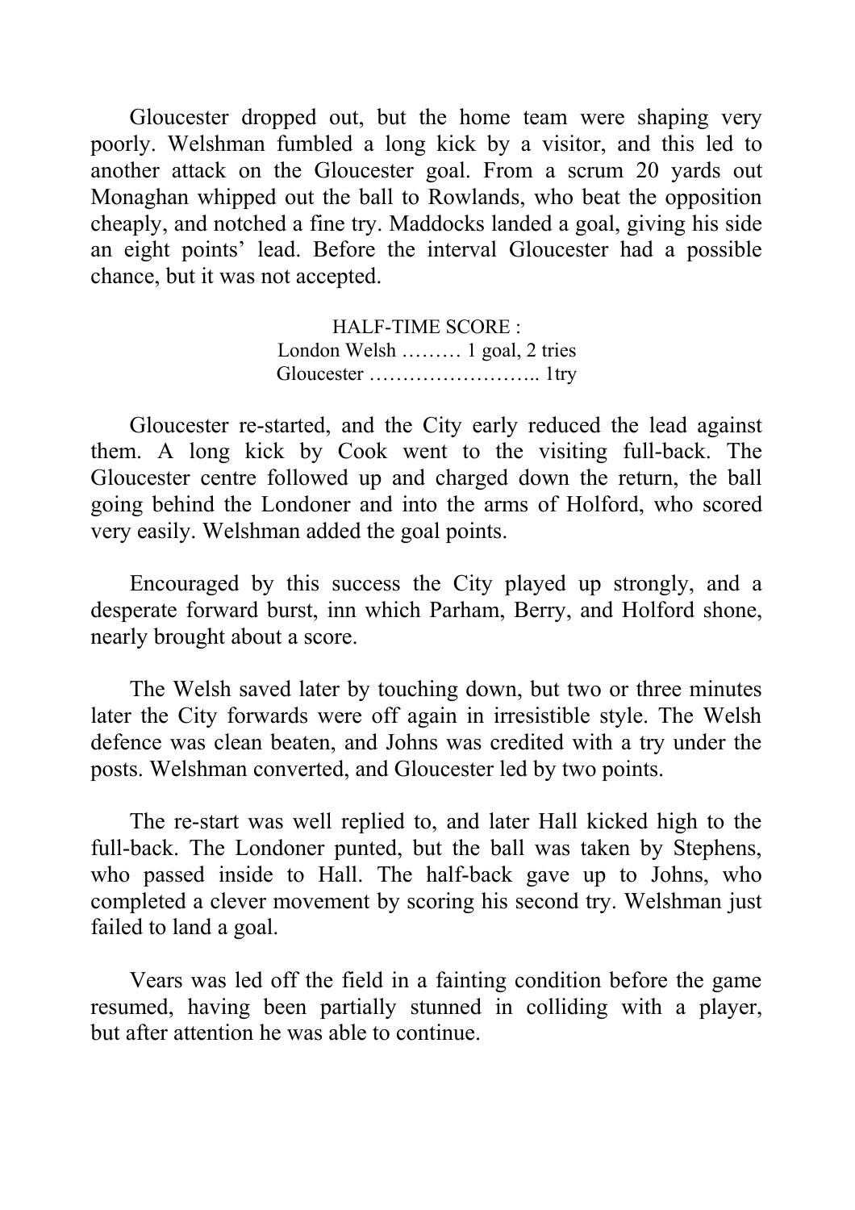Gloucester dropped out, but the home team were shaping very poorly. Welshman fumbled a long kick by a visitor, and this led to another attack on the Gloucester goal. From a scrum 20 yards out Monaghan whipped out the ball to Rowlands, who beat the opposition cheaply, and notched a fine try. Maddocks landed a goal, giving his side an eight points' lead. Before the interval Gloucester had a possible chance, but it was not accepted.

HALF-TIME SCORE :
London Welsh ……… 1 goal, 2 tries
Gloucester …………………….. 1try

Gloucester re-started, and the City early reduced the lead against them. A long kick by Cook went to the visiting full-back. The Gloucester centre followed up and charged down the return, the ball going behind the Londoner and into the arms of Holford, who scored very easily. Welshman added the goal points.

Encouraged by this success the City played up strongly, and a desperate forward burst, inn which Parham, Berry, and Holford shone, nearly brought about a score.

The Welsh saved later by touching down, but two or three minutes later the City forwards were off again in irresistible style. The Welsh defence was clean beaten, and Johns was credited with a try under the posts. Welshman converted, and Gloucester led by two points.

The re-start was well replied to, and later Hall kicked high to the full-back. The Londoner punted, but the ball was taken by Stephens, who passed inside to Hall. The half-back gave up to Johns, who completed a clever movement by scoring his second try. Welshman just failed to land a goal.

Vears was led off the field in a fainting condition before the game resumed, having been partially stunned in colliding with a player, but after attention he was able to continue.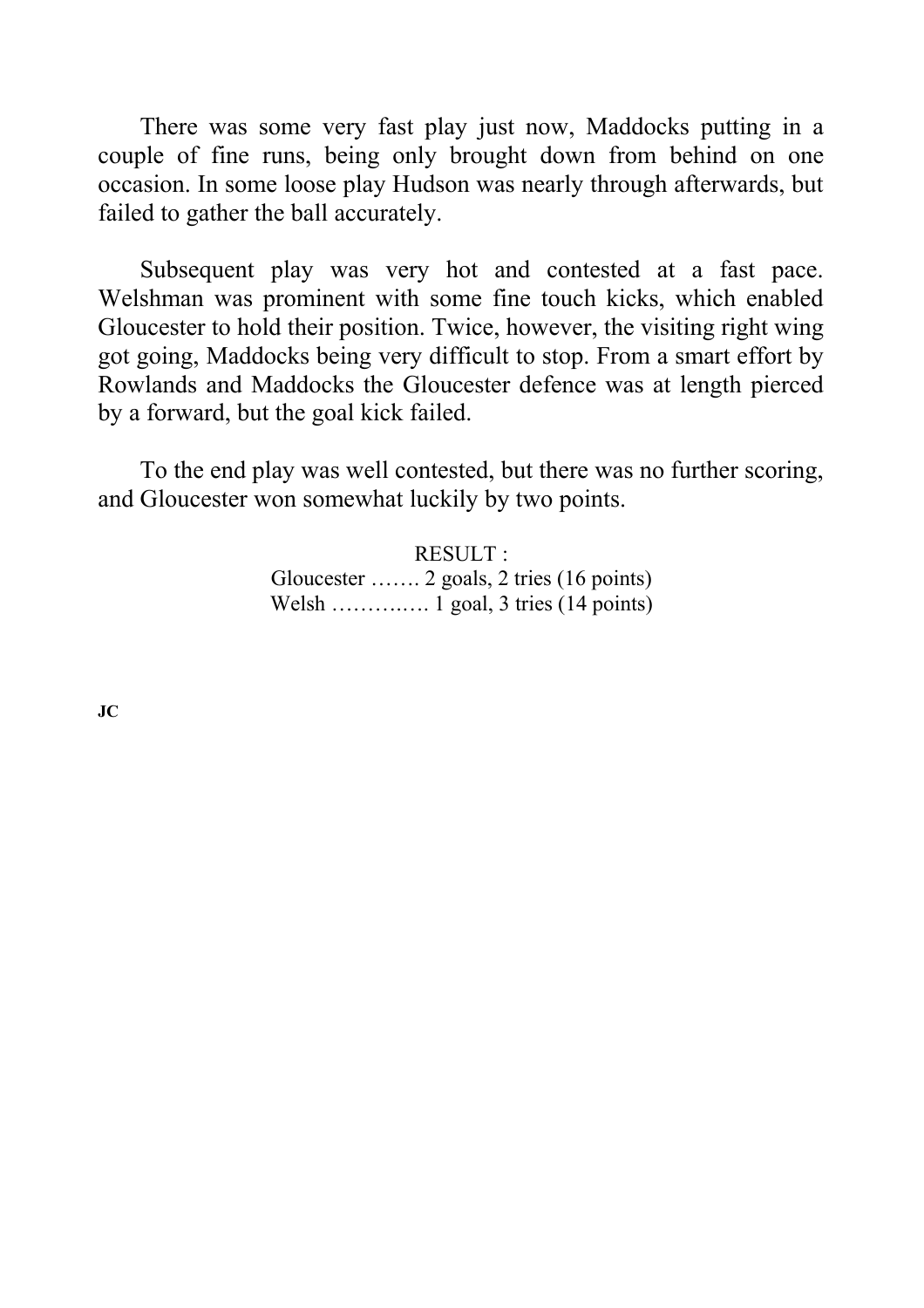There was some very fast play just now, Maddocks putting in a couple of fine runs, being only brought down from behind on one occasion. In some loose play Hudson was nearly through afterwards, but failed to gather the ball accurately.

Subsequent play was very hot and contested at a fast pace. Welshman was prominent with some fine touch kicks, which enabled Gloucester to hold their position. Twice, however, the visiting right wing got going, Maddocks being very difficult to stop. From a smart effort by Rowlands and Maddocks the Gloucester defence was at length pierced by a forward, but the goal kick failed.

To the end play was well contested, but there was no further scoring, and Gloucester won somewhat luckily by two points.

RESULT :
Gloucester ……. 2 goals, 2 tries (16 points)
Welsh …………. 1 goal, 3 tries (14 points)

**JC**